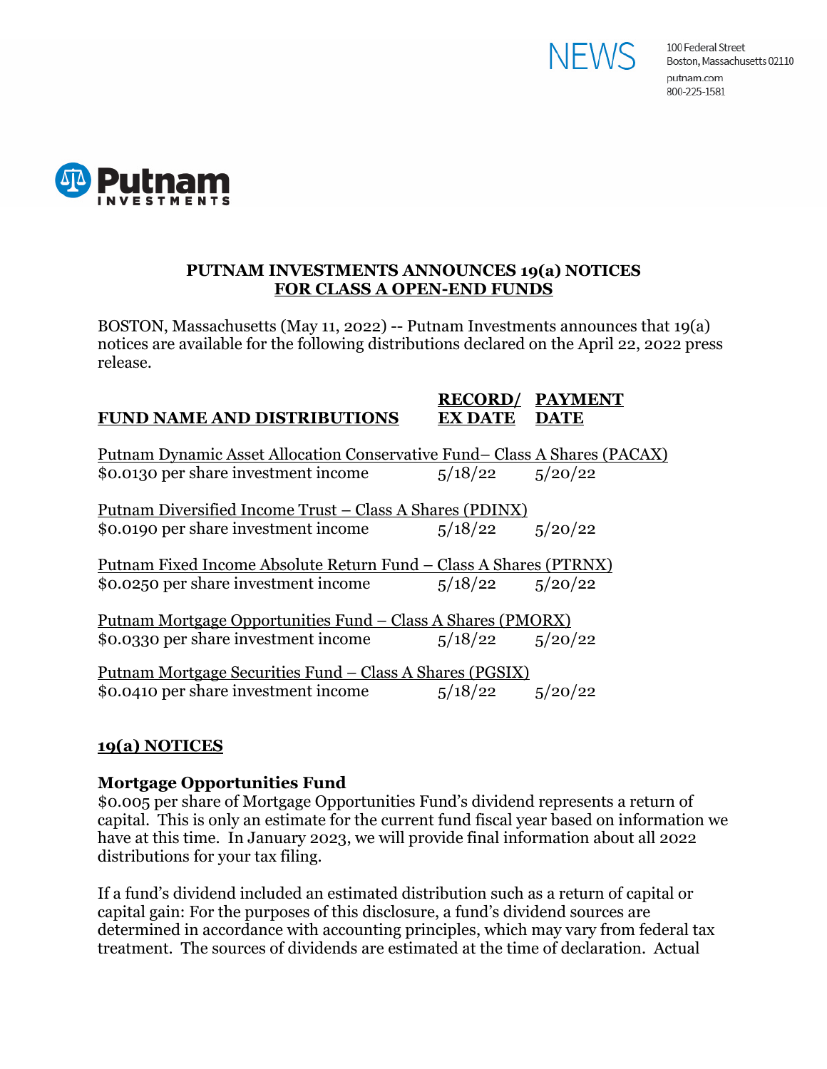NEWS

100 Federal Street
Boston, Massachusetts 02110
putnam.com
800-225-1581

Putnam INVESTMENTS

## PUTNAM INVESTMENTS ANNOUNCES 19(a) NOTICES FOR CLASS A OPEN-END FUNDS

BOSTON, Massachusetts (May 11, 2022) -- Putnam Investments announces that 19(a) notices are available for the following distributions declared on the April 22, 2022 press release.

| FUND NAME AND DISTRIBUTIONS | RECORD/ EX DATE | PAYMENT DATE |
|---|---|---|
| Putnam Dynamic Asset Allocation Conservative Fund– Class A Shares (PACAX) | | |
| $0.0130 per share investment income | 5/18/22 | 5/20/22 |
| Putnam Diversified Income Trust – Class A Shares (PDINX) | | |
| $0.0190 per share investment income | 5/18/22 | 5/20/22 |
| Putnam Fixed Income Absolute Return Fund – Class A Shares (PTRNX) | | |
| $0.0250 per share investment income | 5/18/22 | 5/20/22 |
| Putnam Mortgage Opportunities Fund – Class A Shares (PMORX) | | |
| $0.0330 per share investment income | 5/18/22 | 5/20/22 |
| Putnam Mortgage Securities Fund – Class A Shares (PGSIX) | | |
| $0.0410 per share investment income | 5/18/22 | 5/20/22 |

### 19(a) NOTICES

**Mortgage Opportunities Fund**
$0.005 per share of Mortgage Opportunities Fund's dividend represents a return of capital. This is only an estimate for the current fund fiscal year based on information we have at this time. In January 2023, we will provide final information about all 2022 distributions for your tax filing.

If a fund's dividend included an estimated distribution such as a return of capital or capital gain: For the purposes of this disclosure, a fund's dividend sources are determined in accordance with accounting principles, which may vary from federal tax treatment. The sources of dividends are estimated at the time of declaration. Actual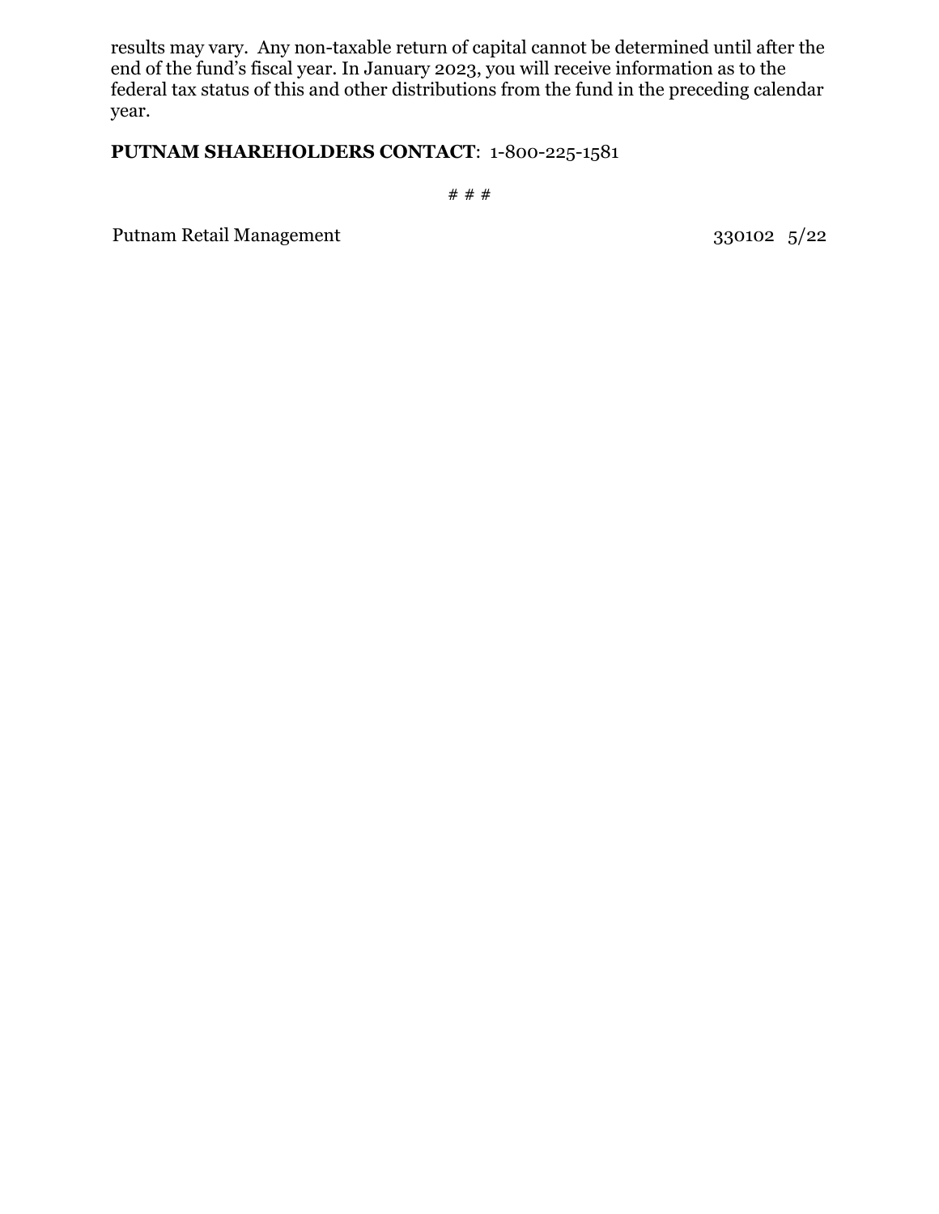results may vary. Any non-taxable return of capital cannot be determined until after the end of the fund's fiscal year. In January 2023, you will receive information as to the federal tax status of this and other distributions from the fund in the preceding calendar year.

**PUTNAM SHAREHOLDERS CONTACT**: 1-800-225-1581

# # #

Putnam Retail Management 330102 5/22